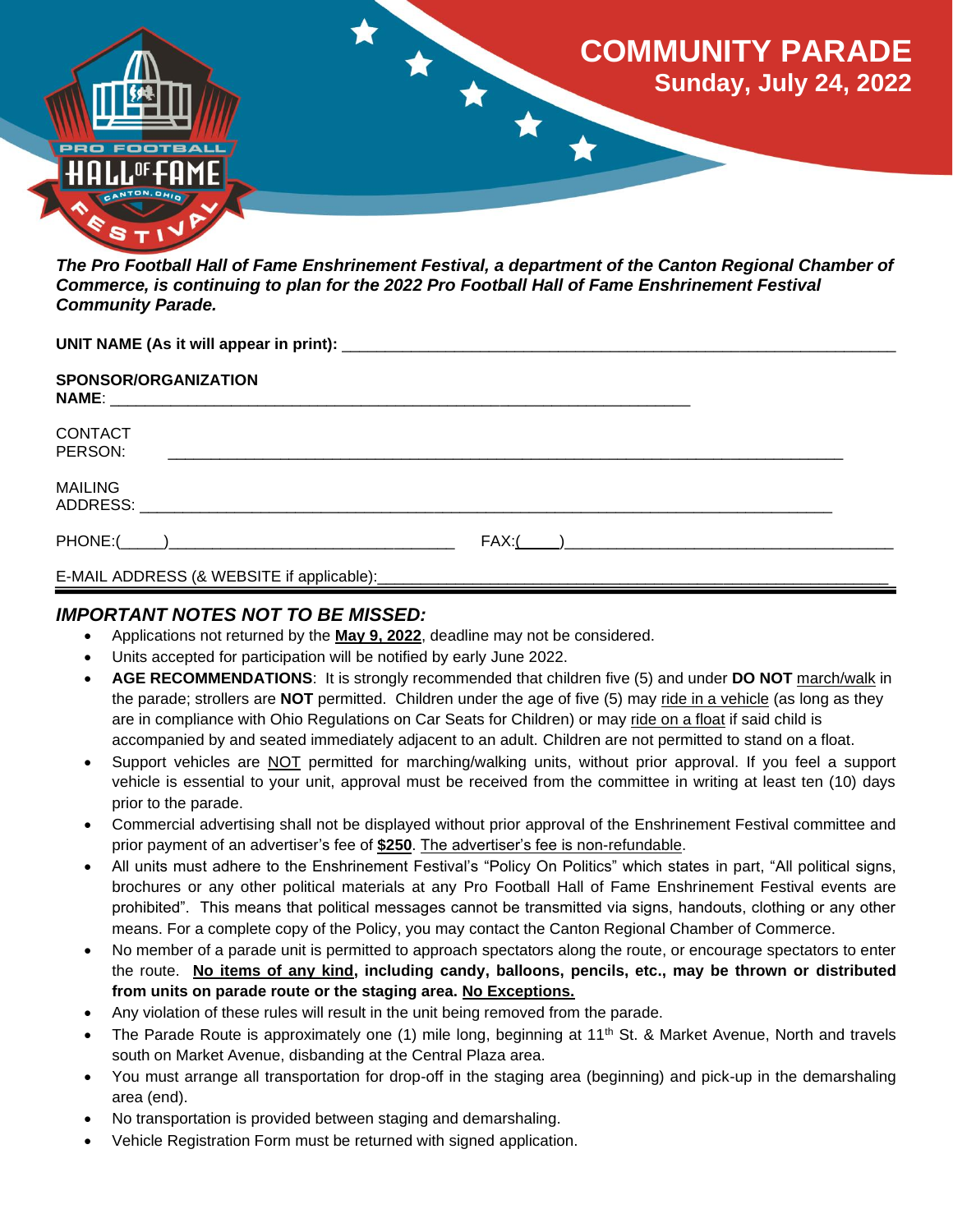# COMMUNITY PARADE
## Sunday, July 24, 2022

***The Pro Football Hall of Fame Enshrinement Festival, a department of the Canton Regional Chamber of Commerce, is continuing to plan for the 2022 Pro Football Hall of Fame Enshrinement Festival Community Parade.***

**UNIT NAME (As it will appear in print):** ______________________________________________

**SPONSOR/ORGANIZATION NAME**: ______________________________________________

CONTACT PERSON: ______________________________________________

MAILING ADDRESS: ______________________________________________

PHONE:(_____)______________________________ FAX:(_____)______________________________

E-MAIL ADDRESS (& WEBSITE if applicable):______________________________________________

## *IMPORTANT NOTES NOT TO BE MISSED:*

- Applications not returned by the **May 9, 2022**, deadline may not be considered.
- Units accepted for participation will be notified by early June 2022.
- **AGE RECOMMENDATIONS**: It is strongly recommended that children five (5) and under **DO NOT** march/walk in the parade; strollers are **NOT** permitted. Children under the age of five (5) may ride in a vehicle (as long as they are in compliance with Ohio Regulations on Car Seats for Children) or may ride on a float if said child is accompanied by and seated immediately adjacent to an adult. Children are not permitted to stand on a float.
- Support vehicles are NOT permitted for marching/walking units, without prior approval. If you feel a support vehicle is essential to your unit, approval must be received from the committee in writing at least ten (10) days prior to the parade.
- Commercial advertising shall not be displayed without prior approval of the Enshrinement Festival committee and prior payment of an advertiser's fee of **$250**. The advertiser's fee is non-refundable.
- All units must adhere to the Enshrinement Festival's "Policy On Politics" which states in part, "All political signs, brochures or any other political materials at any Pro Football Hall of Fame Enshrinement Festival events are prohibited". This means that political messages cannot be transmitted via signs, handouts, clothing or any other means. For a complete copy of the Policy, you may contact the Canton Regional Chamber of Commerce.
- No member of a parade unit is permitted to approach spectators along the route, or encourage spectators to enter the route. **No items of any kind, including candy, balloons, pencils, etc., may be thrown or distributed from units on parade route or the staging area. No Exceptions.**
- Any violation of these rules will result in the unit being removed from the parade.
- The Parade Route is approximately one (1) mile long, beginning at 11th St. & Market Avenue, North and travels south on Market Avenue, disbanding at the Central Plaza area.
- You must arrange all transportation for drop-off in the staging area (beginning) and pick-up in the demarshaling area (end).
- No transportation is provided between staging and demarshaling.
- Vehicle Registration Form must be returned with signed application.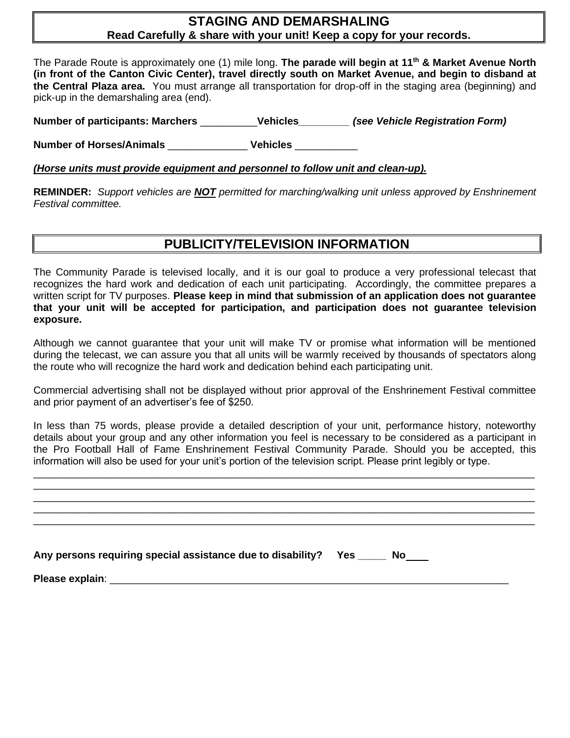## STAGING AND DEMARSHALING

**Read Carefully & share with your unit! Keep a copy for your records.**

The Parade Route is approximately one (1) mile long. **The parade will begin at 11th & Market Avenue North (in front of the Canton Civic Center), travel directly south on Market Avenue, and begin to disband at the Central Plaza area.** You must arrange all transportation for drop-off in the staging area (beginning) and pick-up in the demarshaling area (end).

**Number of participants: Marchers** __________**Vehicles**_________ ***(see Vehicle Registration Form)***

**Number of Horses/Animals** ______________ **Vehicles** ___________

***(Horse units must provide equipment and personnel to follow unit and clean-up).***

**REMINDER:** *Support vehicles are* ***NOT*** *permitted for marching/walking unit unless approved by Enshrinement Festival committee.*

## PUBLICITY/TELEVISION INFORMATION

The Community Parade is televised locally, and it is our goal to produce a very professional telecast that recognizes the hard work and dedication of each unit participating. Accordingly, the committee prepares a written script for TV purposes. **Please keep in mind that submission of an application does not guarantee that your unit will be accepted for participation, and participation does not guarantee television exposure.**

Although we cannot guarantee that your unit will make TV or promise what information will be mentioned during the telecast, we can assure you that all units will be warmly received by thousands of spectators along the route who will recognize the hard work and dedication behind each participating unit.

Commercial advertising shall not be displayed without prior approval of the Enshrinement Festival committee and prior payment of an advertiser's fee of $250.

In less than 75 words, please provide a detailed description of your unit, performance history, noteworthy details about your group and any other information you feel is necessary to be considered as a participant in the Pro Football Hall of Fame Enshrinement Festival Community Parade. Should you be accepted, this information will also be used for your unit's portion of the television script. Please print legibly or type.

______________________________________________________________________________________

______________________________________________________________________________________

______________________________________________________________________________________

______________________________________________________________________________________

______________________________________________________________________________________

**Any persons requiring special assistance due to disability? Yes _____ No____**

**Please explain**: ______________________________________________________________________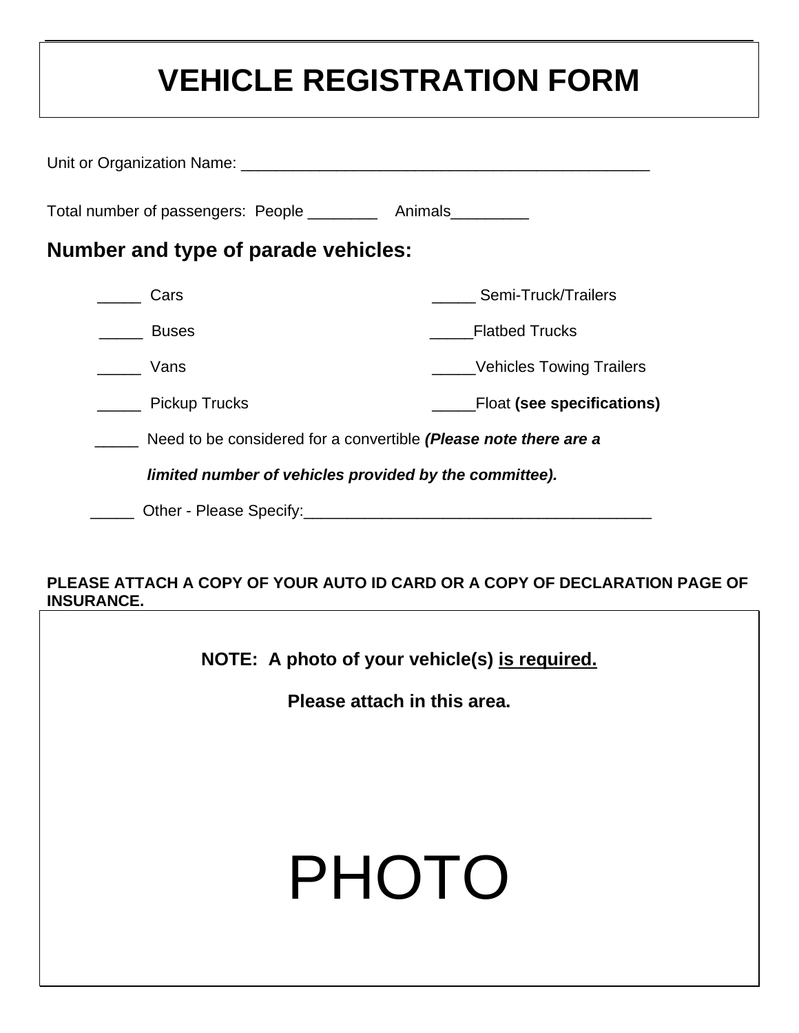# VEHICLE REGISTRATION FORM

Unit or Organization Name: ________________________________________________

Total number of passengers: People ________ Animals_________

## Number and type of parade vehicles:

_____ Cars

_____ Buses

_____ Vans

_____ Pickup Trucks

_____ Semi-Truck/Trailers

_____Flatbed Trucks

_____Vehicles Towing Trailers

_____Float **(see specifications)**

_____ Need to be considered for a convertible ***(Please note there are a limited number of vehicles provided by the committee).***

_____ Other - Please Specify:________________________________________

**PLEASE ATTACH A COPY OF YOUR AUTO ID CARD OR A COPY OF DECLARATION PAGE OF INSURANCE.**

**NOTE: A photo of your vehicle(s) <u>is required.</u>**

**Please attach in this area.**

PHOTO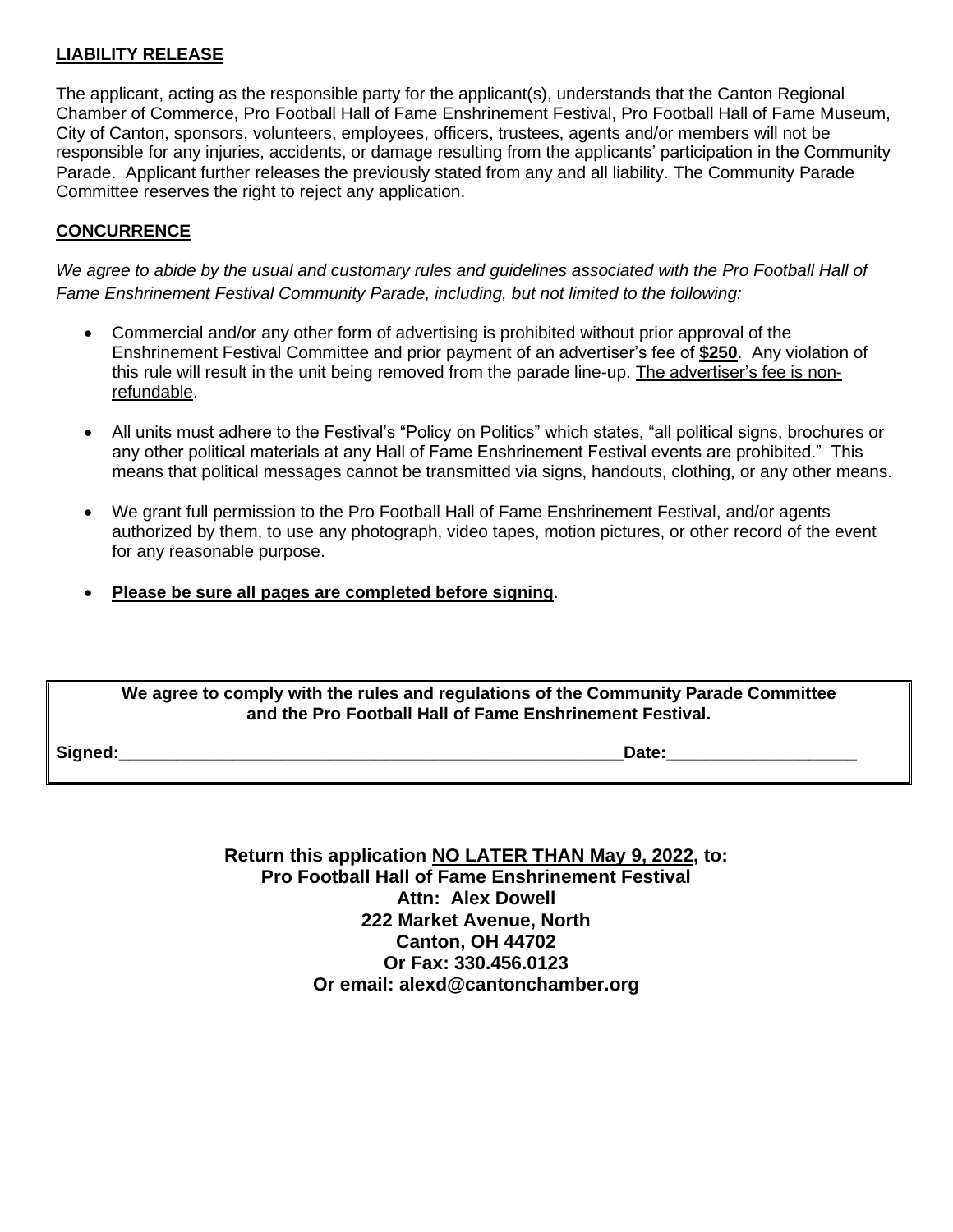## LIABILITY RELEASE

The applicant, acting as the responsible party for the applicant(s), understands that the Canton Regional Chamber of Commerce, Pro Football Hall of Fame Enshrinement Festival, Pro Football Hall of Fame Museum, City of Canton, sponsors, volunteers, employees, officers, trustees, agents and/or members will not be responsible for any injuries, accidents, or damage resulting from the applicants' participation in the Community Parade. Applicant further releases the previously stated from any and all liability. The Community Parade Committee reserves the right to reject any application.

## CONCURRENCE

*We agree to abide by the usual and customary rules and guidelines associated with the Pro Football Hall of Fame Enshrinement Festival Community Parade, including, but not limited to the following:*

- Commercial and/or any other form of advertising is prohibited without prior approval of the Enshrinement Festival Committee and prior payment of an advertiser's fee of **$250**. Any violation of this rule will result in the unit being removed from the parade line-up. The advertiser's fee is non-refundable.
- All units must adhere to the Festival's "Policy on Politics" which states, "all political signs, brochures or any other political materials at any Hall of Fame Enshrinement Festival events are prohibited." This means that political messages cannot be transmitted via signs, handouts, clothing, or any other means.
- We grant full permission to the Pro Football Hall of Fame Enshrinement Festival, and/or agents authorized by them, to use any photograph, video tapes, motion pictures, or other record of the event for any reasonable purpose.
- **Please be sure all pages are completed before signing**.

**We agree to comply with the rules and regulations of the Community Parade Committee and the Pro Football Hall of Fame Enshrinement Festival.**

**Signed:**\_\_\_\_\_\_\_\_\_\_\_\_\_\_\_\_\_\_\_\_\_\_\_\_\_\_\_\_\_\_\_\_\_\_\_\_\_\_\_\_\_\_\_\_\_\_\_\_\_\_\_\_ **Date:**\_\_\_\_\_\_\_\_\_\_\_\_\_\_\_\_\_\_\_\_

**Return this application NO LATER THAN May 9, 2022, to:**
**Pro Football Hall of Fame Enshrinement Festival**
**Attn: Alex Dowell**
**222 Market Avenue, North**
**Canton, OH 44702**
**Or Fax: 330.456.0123**
**Or email: alexd@cantonchamber.org**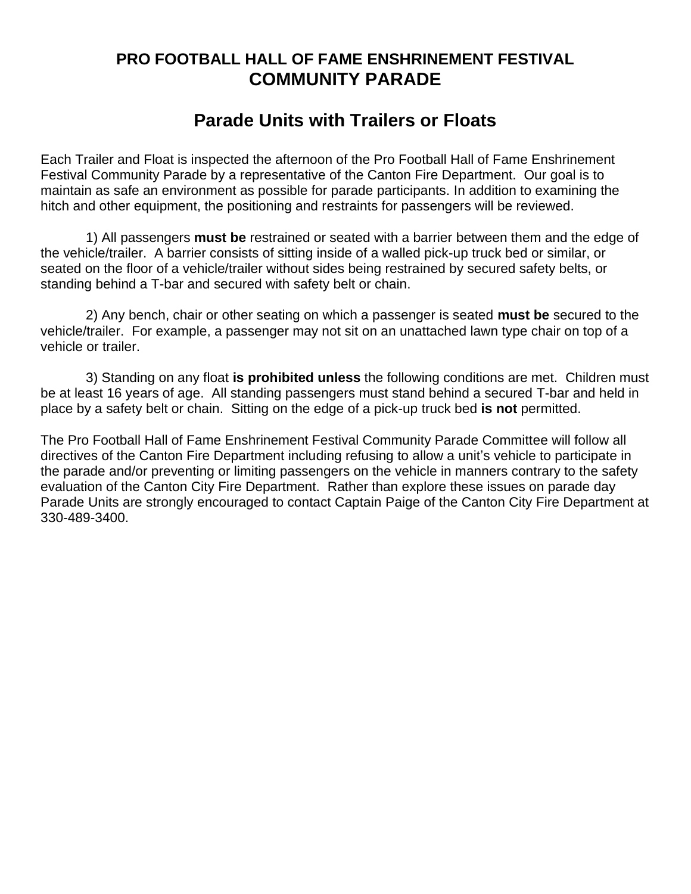## PRO FOOTBALL HALL OF FAME ENSHRINEMENT FESTIVAL
## COMMUNITY PARADE

## Parade Units with Trailers or Floats

Each Trailer and Float is inspected the afternoon of the Pro Football Hall of Fame Enshrinement Festival Community Parade by a representative of the Canton Fire Department. Our goal is to maintain as safe an environment as possible for parade participants. In addition to examining the hitch and other equipment, the positioning and restraints for passengers will be reviewed.

1) All passengers **must be** restrained or seated with a barrier between them and the edge of the vehicle/trailer. A barrier consists of sitting inside of a walled pick-up truck bed or similar, or seated on the floor of a vehicle/trailer without sides being restrained by secured safety belts, or standing behind a T-bar and secured with safety belt or chain.

2) Any bench, chair or other seating on which a passenger is seated **must be** secured to the vehicle/trailer. For example, a passenger may not sit on an unattached lawn type chair on top of a vehicle or trailer.

3) Standing on any float **is prohibited unless** the following conditions are met. Children must be at least 16 years of age. All standing passengers must stand behind a secured T-bar and held in place by a safety belt or chain. Sitting on the edge of a pick-up truck bed **is not** permitted.

The Pro Football Hall of Fame Enshrinement Festival Community Parade Committee will follow all directives of the Canton Fire Department including refusing to allow a unit's vehicle to participate in the parade and/or preventing or limiting passengers on the vehicle in manners contrary to the safety evaluation of the Canton City Fire Department. Rather than explore these issues on parade day Parade Units are strongly encouraged to contact Captain Paige of the Canton City Fire Department at 330-489-3400.